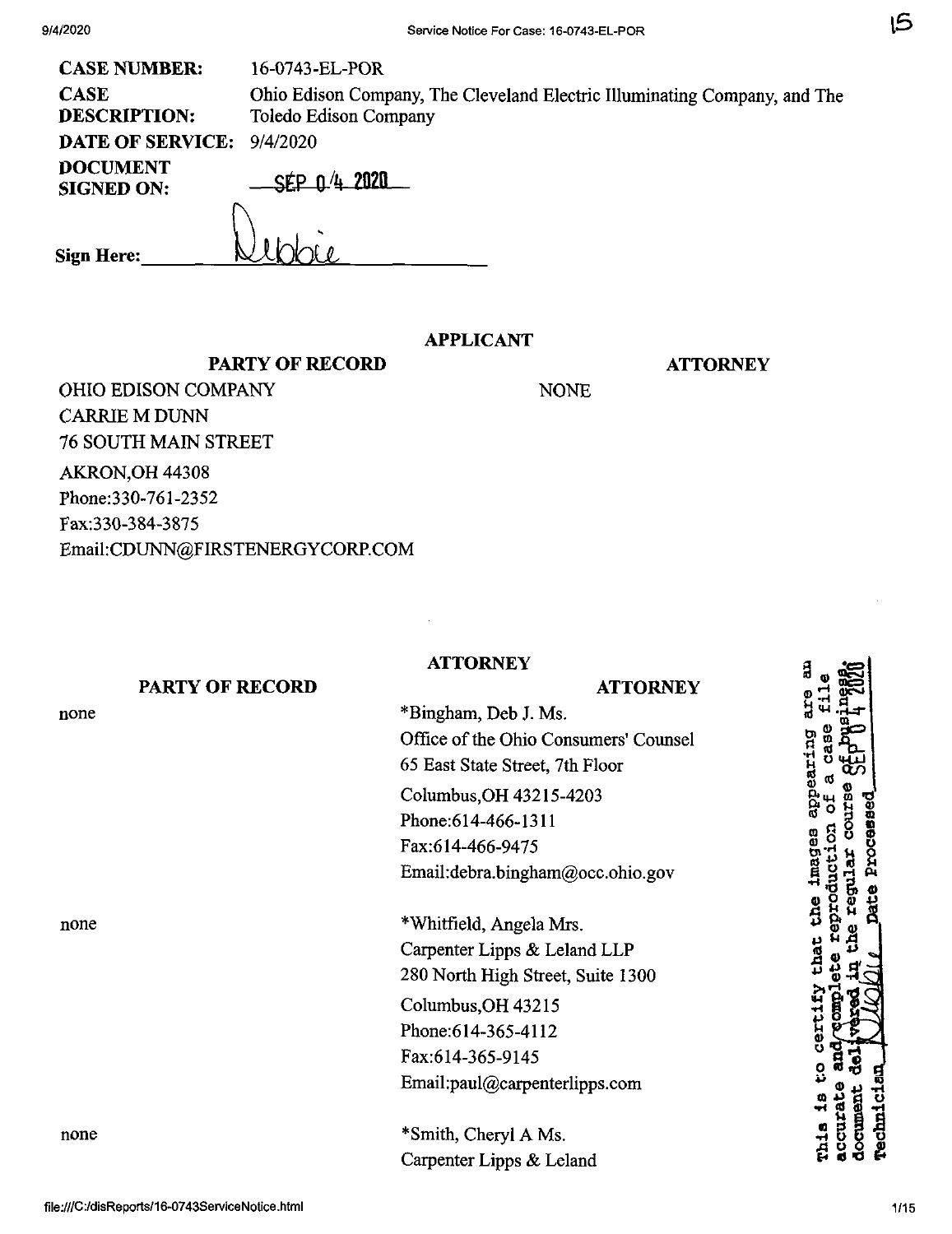| | |
|---|---|
| **CASE NUMBER:** | 16-0743-EL-POR |
| **CASE DESCRIPTION:** | Ohio Edison Company, The Cleveland Electric Illuminating Company, and The Toledo Edison Company |
| **DATE OF SERVICE:** | 9/4/2020 |
| **DOCUMENT SIGNED ON:** | SEP 04 2020 |

**Sign Here:** Debbie

## APPLICANT

| PARTY OF RECORD | ATTORNEY |
|---|---|
| OHIO EDISON COMPANY<br>CARRIE M DUNN<br>76 SOUTH MAIN STREET<br>AKRON,OH 44308<br>Phone:330-761-2352<br>Fax:330-384-3875<br>Email:CDUNN@FIRSTENERGYCORP.COM | NONE |

## ATTORNEY

| PARTY OF RECORD | ATTORNEY |
|---|---|
| none | *Bingham, Deb J. Ms.<br>Office of the Ohio Consumers' Counsel<br>65 East State Street, 7th Floor<br>Columbus,OH 43215-4203<br>Phone:614-466-1311<br>Fax:614-466-9475<br>Email:debra.bingham@occ.ohio.gov |
| none | *Whitfield, Angela Mrs.<br>Carpenter Lipps & Leland LLP<br>280 North High Street, Suite 1300<br>Columbus,OH 43215<br>Phone:614-365-4112<br>Fax:614-365-9145<br>Email:paul@carpenterlipps.com |
| none | *Smith, Cheryl A Ms.<br>Carpenter Lipps & Leland |

This is to certify that the images appearing are an accurate and complete reproduction of a case file document delivered in the regular course of business. Technician Debbie Date Processed SEP 04 2020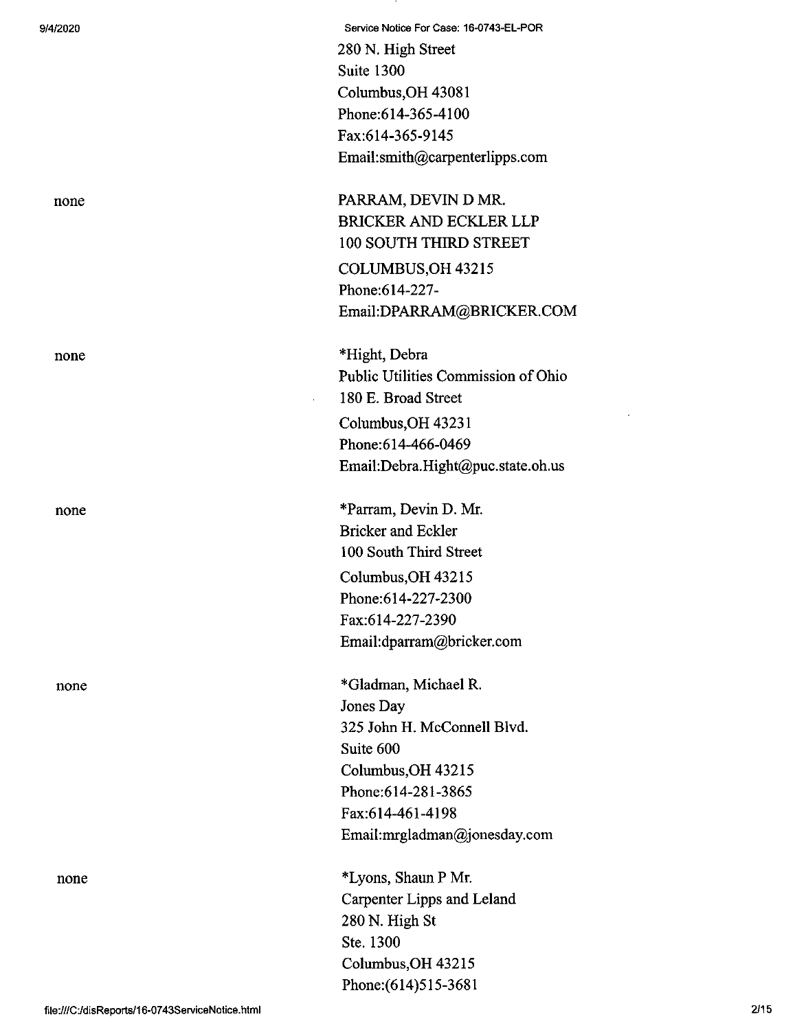280 N. High Street
Suite 1300
Columbus,OH 43081
Phone:614-365-4100
Fax:614-365-9145
Email:smith@carpenterlipps.com

none

PARRAM, DEVIN D MR.
BRICKER AND ECKLER LLP
100 SOUTH THIRD STREET
COLUMBUS,OH 43215
Phone:614-227-
Email:DPARRAM@BRICKER.COM

none

*Hight, Debra
Public Utilities Commission of Ohio
180 E. Broad Street
Columbus,OH 43231
Phone:614-466-0469
Email:Debra.Hight@puc.state.oh.us

none

*Parram, Devin D. Mr.
Bricker and Eckler
100 South Third Street
Columbus,OH 43215
Phone:614-227-2300
Fax:614-227-2390
Email:dparram@bricker.com

none

*Gladman, Michael R.
Jones Day
325 John H. McConnell Blvd.
Suite 600
Columbus,OH 43215
Phone:614-281-3865
Fax:614-461-4198
Email:mrgladman@jonesday.com

none

*Lyons, Shaun P Mr.
Carpenter Lipps and Leland
280 N. High St
Ste. 1300
Columbus,OH 43215
Phone:(614)515-3681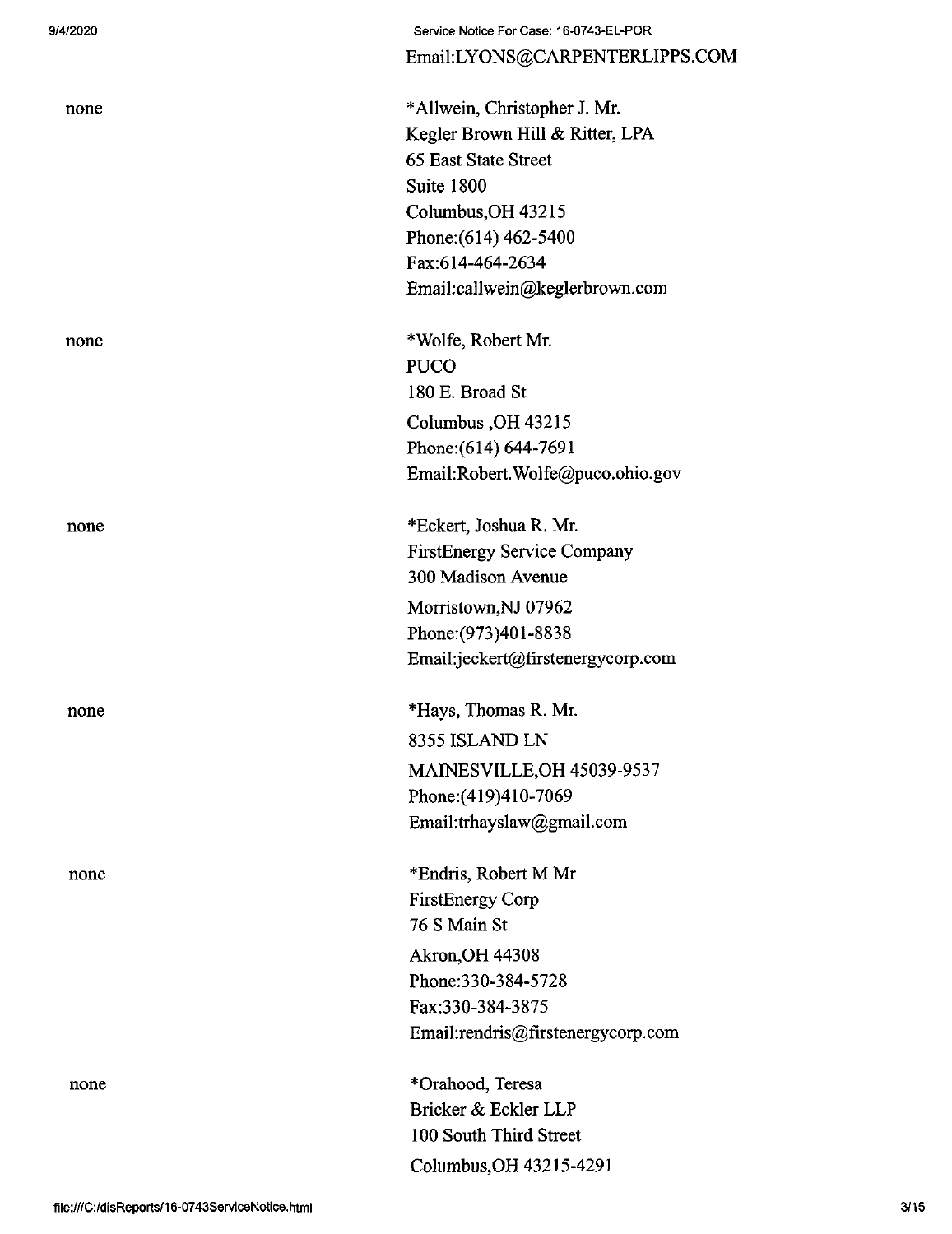Email:LYONS@CARPENTERLIPPS.COM

none

*Allwein, Christopher J. Mr.
Kegler Brown Hill & Ritter, LPA
65 East State Street
Suite 1800
Columbus,OH 43215
Phone:(614) 462-5400
Fax:614-464-2634
Email:callwein@keglerbrown.com

none

*Wolfe, Robert Mr.
PUCO
180 E. Broad St
Columbus ,OH 43215
Phone:(614) 644-7691
Email:Robert.Wolfe@puco.ohio.gov

none

*Eckert, Joshua R. Mr.
FirstEnergy Service Company
300 Madison Avenue
Morristown,NJ 07962
Phone:(973)401-8838
Email:jeckert@firstenergycorp.com

none

*Hays, Thomas R. Mr.
8355 ISLAND LN
MAINESVILLE,OH 45039-9537
Phone:(419)410-7069
Email:trhayslaw@gmail.com

none

*Endris, Robert M Mr
FirstEnergy Corp
76 S Main St
Akron,OH 44308
Phone:330-384-5728
Fax:330-384-3875
Email:rendris@firstenergycorp.com

none

*Orahood, Teresa
Bricker & Eckler LLP
100 South Third Street
Columbus,OH 43215-4291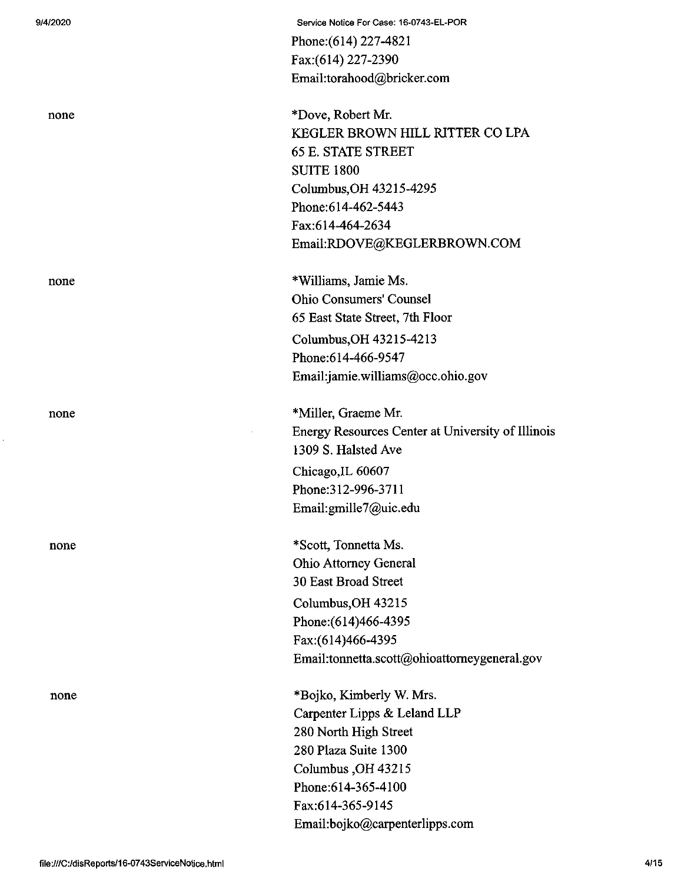Phone:(614) 227-4821
Fax:(614) 227-2390
Email:torahood@bricker.com

| | |
|---|---|
| none | *Dove, Robert Mr.<br>KEGLER BROWN HILL RITTER CO LPA<br>65 E. STATE STREET<br>SUITE 1800<br>Columbus,OH 43215-4295<br>Phone:614-462-5443<br>Fax:614-464-2634<br>Email:RDOVE@KEGLERBROWN.COM |
| none | *Williams, Jamie Ms.<br>Ohio Consumers' Counsel<br>65 East State Street, 7th Floor<br>Columbus,OH 43215-4213<br>Phone:614-466-9547<br>Email:jamie.williams@occ.ohio.gov |
| none | *Miller, Graeme Mr.<br>Energy Resources Center at University of Illinois<br>1309 S. Halsted Ave<br>Chicago,IL 60607<br>Phone:312-996-3711<br>Email:gmille7@uic.edu |
| none | *Scott, Tonnetta Ms.<br>Ohio Attorney General<br>30 East Broad Street<br>Columbus,OH 43215<br>Phone:(614)466-4395<br>Fax:(614)466-4395<br>Email:tonnetta.scott@ohioattorneygeneral.gov |
| none | *Bojko, Kimberly W. Mrs.<br>Carpenter Lipps & Leland LLP<br>280 North High Street<br>280 Plaza Suite 1300<br>Columbus ,OH 43215<br>Phone:614-365-4100<br>Fax:614-365-9145<br>Email:bojko@carpenterlipps.com |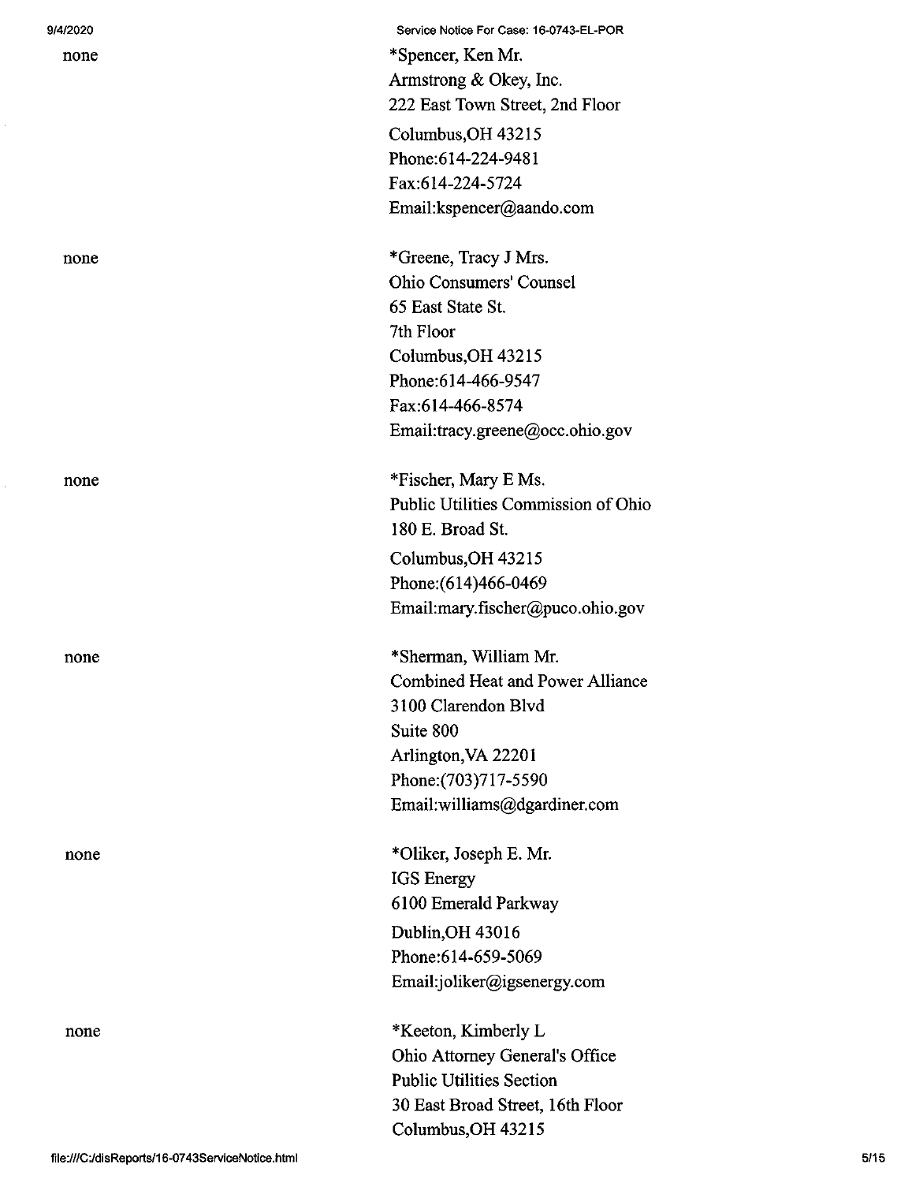none

*Spencer, Ken Mr.
Armstrong & Okey, Inc.
222 East Town Street, 2nd Floor
Columbus,OH 43215
Phone:614-224-9481
Fax:614-224-5724
Email:kspencer@aando.com

none

*Greene, Tracy J Mrs.
Ohio Consumers' Counsel
65 East State St.
7th Floor
Columbus,OH 43215
Phone:614-466-9547
Fax:614-466-8574
Email:tracy.greene@occ.ohio.gov

none

*Fischer, Mary E Ms.
Public Utilities Commission of Ohio
180 E. Broad St.
Columbus,OH 43215
Phone:(614)466-0469
Email:mary.fischer@puco.ohio.gov

none

*Sherman, William Mr.
Combined Heat and Power Alliance
3100 Clarendon Blvd
Suite 800
Arlington,VA 22201
Phone:(703)717-5590
Email:williams@dgardiner.com

none

*Oliker, Joseph E. Mr.
IGS Energy
6100 Emerald Parkway
Dublin,OH 43016
Phone:614-659-5069
Email:joliker@igsenergy.com

none

*Keeton, Kimberly L
Ohio Attorney General's Office
Public Utilities Section
30 East Broad Street, 16th Floor
Columbus,OH 43215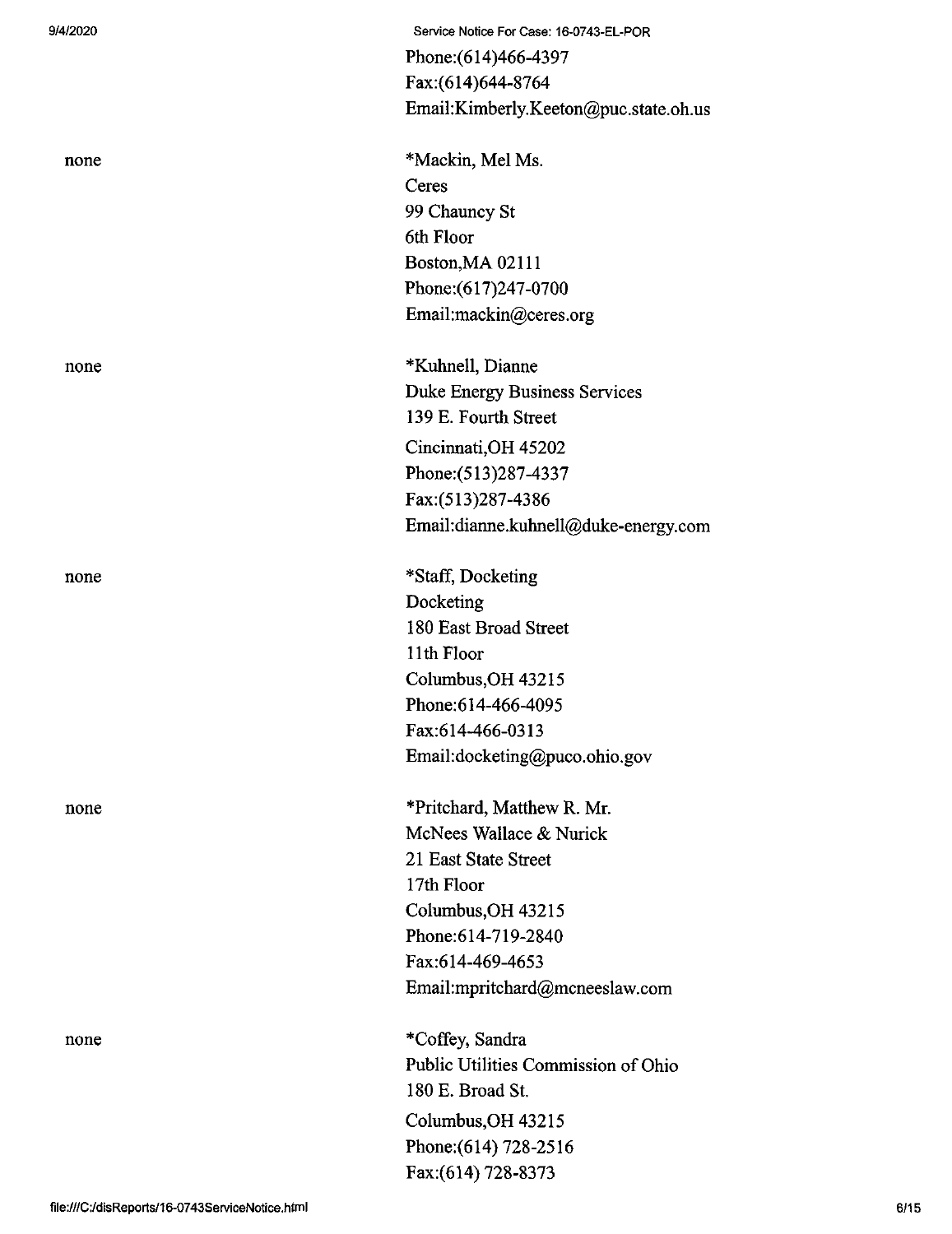Phone:(614)466-4397
Fax:(614)644-8764
Email:Kimberly.Keeton@puc.state.oh.us

none

*Mackin, Mel Ms.
Ceres
99 Chauncy St
6th Floor
Boston,MA 02111
Phone:(617)247-0700
Email:mackin@ceres.org

none

*Kuhnell, Dianne
Duke Energy Business Services
139 E. Fourth Street
Cincinnati,OH 45202
Phone:(513)287-4337
Fax:(513)287-4386
Email:dianne.kuhnell@duke-energy.com

none

*Staff, Docketing
Docketing
180 East Broad Street
11th Floor
Columbus,OH 43215
Phone:614-466-4095
Fax:614-466-0313
Email:docketing@puco.ohio.gov

none

*Pritchard, Matthew R. Mr.
McNees Wallace & Nurick
21 East State Street
17th Floor
Columbus,OH 43215
Phone:614-719-2840
Fax:614-469-4653
Email:mpritchard@mcneeslaw.com

none

*Coffey, Sandra
Public Utilities Commission of Ohio
180 E. Broad St.
Columbus,OH 43215
Phone:(614) 728-2516
Fax:(614) 728-8373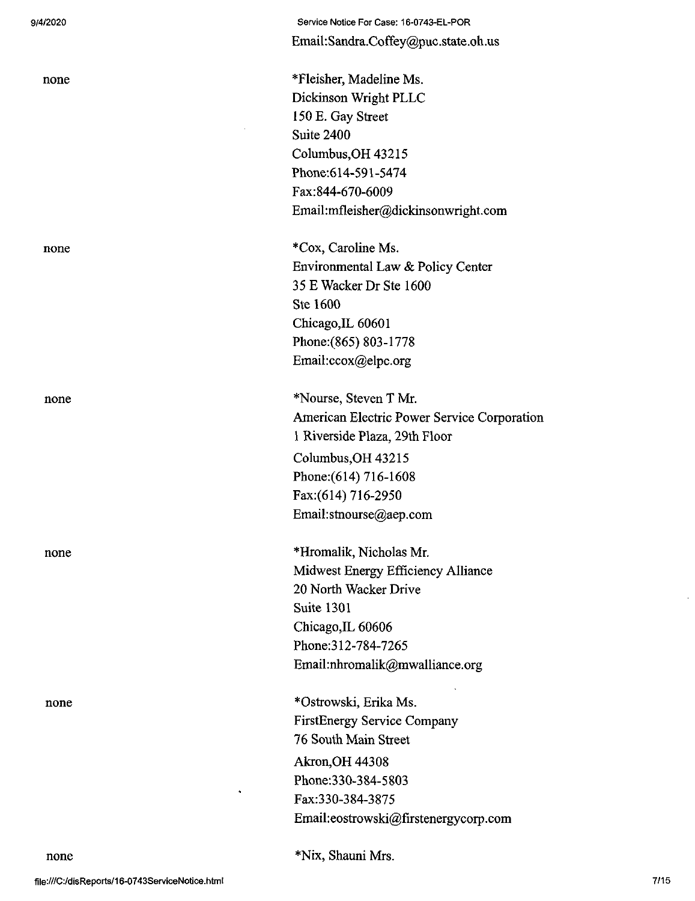Email:Sandra.Coffey@puc.state.oh.us

none

*Fleisher, Madeline Ms.
Dickinson Wright PLLC
150 E. Gay Street
Suite 2400
Columbus,OH 43215
Phone:614-591-5474
Fax:844-670-6009
Email:mfleisher@dickinsonwright.com

none

*Cox, Caroline Ms.
Environmental Law & Policy Center
35 E Wacker Dr Ste 1600
Ste 1600
Chicago,IL 60601
Phone:(865) 803-1778
Email:ccox@elpc.org

none

*Nourse, Steven T Mr.
American Electric Power Service Corporation
1 Riverside Plaza, 29th Floor
Columbus,OH 43215
Phone:(614) 716-1608
Fax:(614) 716-2950
Email:stnourse@aep.com

none

*Hromalik, Nicholas Mr.
Midwest Energy Efficiency Alliance
20 North Wacker Drive
Suite 1301
Chicago,IL 60606
Phone:312-784-7265
Email:nhromalik@mwalliance.org

none

*Ostrowski, Erika Ms.
FirstEnergy Service Company
76 South Main Street
Akron,OH 44308
Phone:330-384-5803
Fax:330-384-3875
Email:eostrowski@firstenergycorp.com

none

*Nix, Shauni Mrs.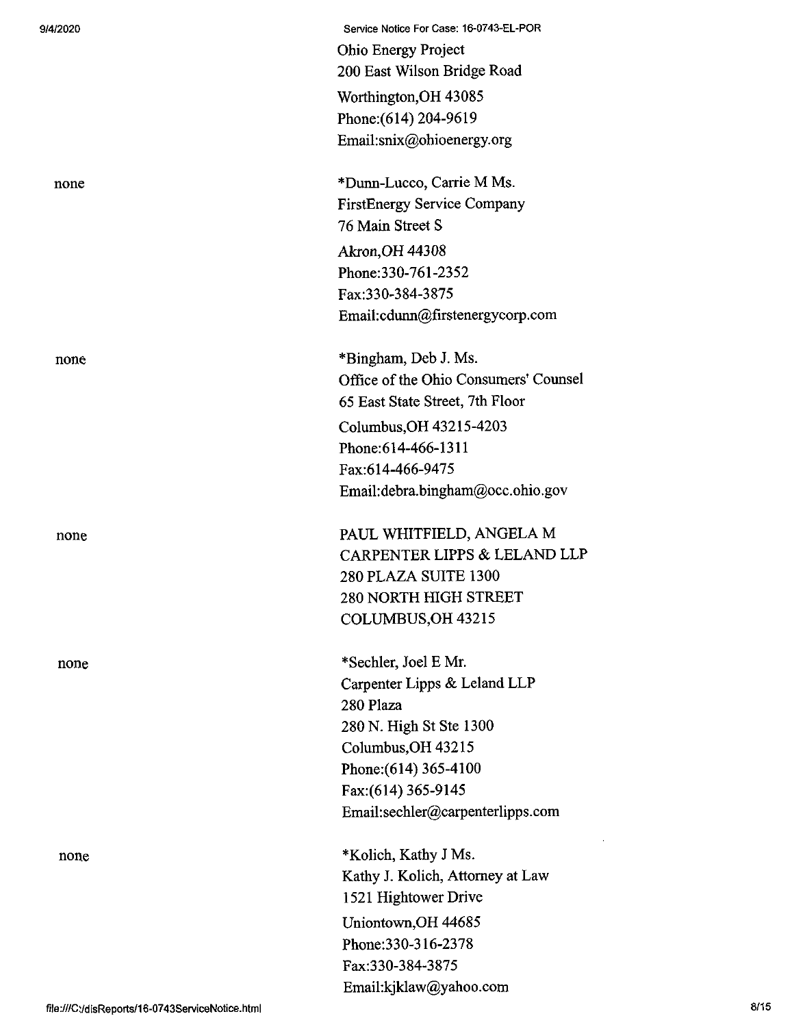Ohio Energy Project
200 East Wilson Bridge Road
Worthington,OH 43085
Phone:(614) 204-9619
Email:snix@ohioenergy.org

| | |
|---|---|
| none | *Dunn-Lucco, Carrie M Ms.<br>FirstEnergy Service Company<br>76 Main Street S<br>Akron,OH 44308<br>Phone:330-761-2352<br>Fax:330-384-3875<br>Email:cdunn@firstenergycorp.com |
| none | *Bingham, Deb J. Ms.<br>Office of the Ohio Consumers' Counsel<br>65 East State Street, 7th Floor<br>Columbus,OH 43215-4203<br>Phone:614-466-1311<br>Fax:614-466-9475<br>Email:debra.bingham@occ.ohio.gov |
| none | PAUL WHITFIELD, ANGELA M<br>CARPENTER LIPPS & LELAND LLP<br>280 PLAZA SUITE 1300<br>280 NORTH HIGH STREET<br>COLUMBUS,OH 43215 |
| none | *Sechler, Joel E Mr.<br>Carpenter Lipps & Leland LLP<br>280 Plaza<br>280 N. High St Ste 1300<br>Columbus,OH 43215<br>Phone:(614) 365-4100<br>Fax:(614) 365-9145<br>Email:sechler@carpenterlipps.com |
| none | *Kolich, Kathy J Ms.<br>Kathy J. Kolich, Attorney at Law<br>1521 Hightower Drive<br>Uniontown,OH 44685<br>Phone:330-316-2378<br>Fax:330-384-3875<br>Email:kjklaw@yahoo.com |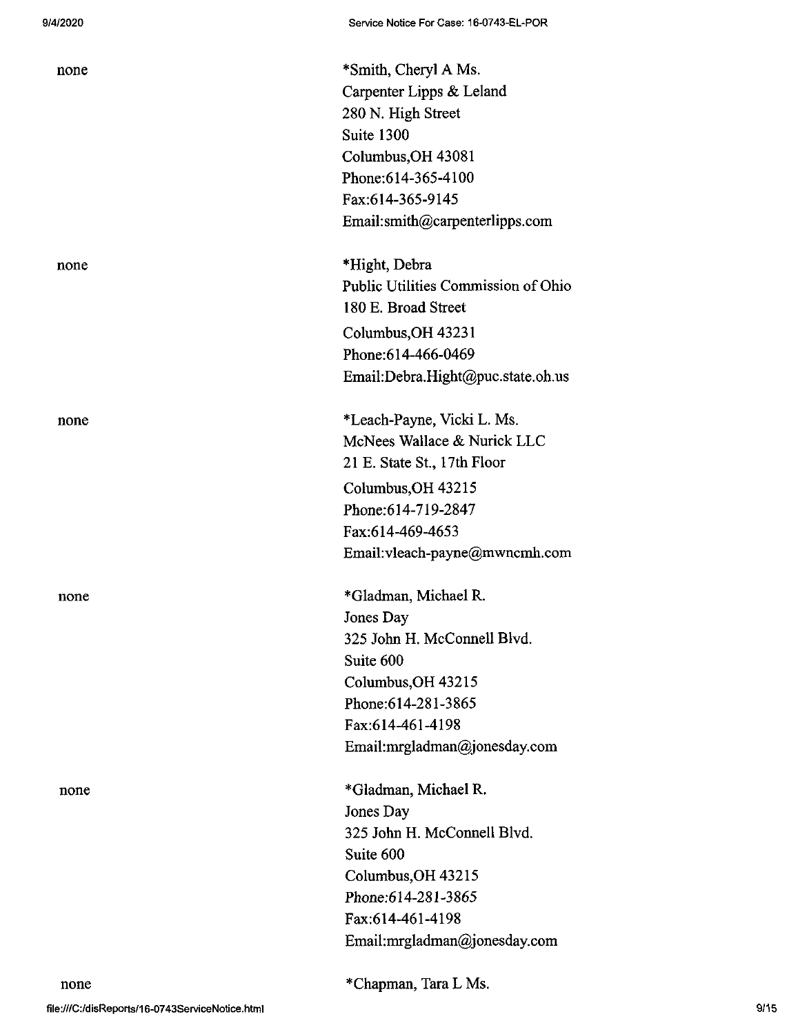| | |
|---|---|
| none | *Smith, Cheryl A Ms.<br>Carpenter Lipps & Leland<br>280 N. High Street<br>Suite 1300<br>Columbus,OH 43081<br>Phone:614-365-4100<br>Fax:614-365-9145<br>Email:smith@carpenterlipps.com |
| none | *Hight, Debra<br>Public Utilities Commission of Ohio<br>180 E. Broad Street<br>Columbus,OH 43231<br>Phone:614-466-0469<br>Email:Debra.Hight@puc.state.oh.us |
| none | *Leach-Payne, Vicki L. Ms.<br>McNees Wallace & Nurick LLC<br>21 E. State St., 17th Floor<br>Columbus,OH 43215<br>Phone:614-719-2847<br>Fax:614-469-4653<br>Email:vleach-payne@mwncmh.com |
| none | *Gladman, Michael R.<br>Jones Day<br>325 John H. McConnell Blvd.<br>Suite 600<br>Columbus,OH 43215<br>Phone:614-281-3865<br>Fax:614-461-4198<br>Email:mrgladman@jonesday.com |
| none | *Gladman, Michael R.<br>Jones Day<br>325 John H. McConnell Blvd.<br>Suite 600<br>Columbus,OH 43215<br>Phone:614-281-3865<br>Fax:614-461-4198<br>Email:mrgladman@jonesday.com |
| none | *Chapman, Tara L Ms. |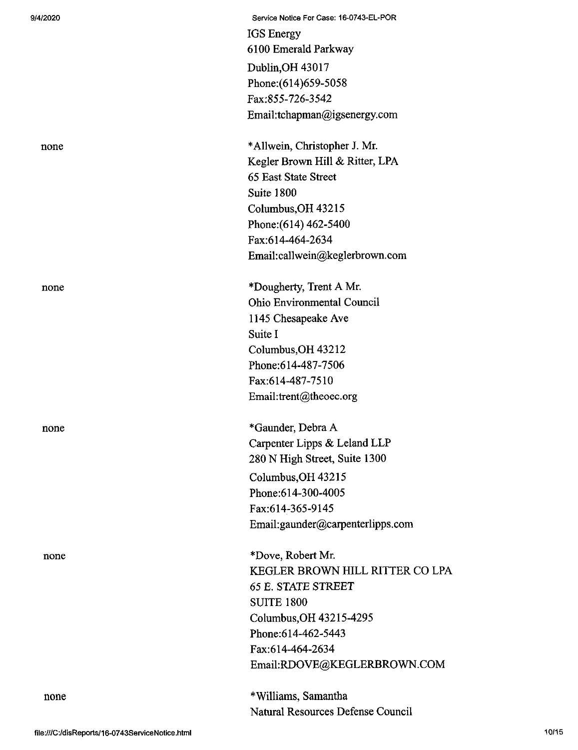IGS Energy
6100 Emerald Parkway
Dublin,OH 43017
Phone:(614)659-5058
Fax:855-726-3542
Email:tchapman@igsenergy.com

| | |
|---|---|
| none | *Allwein, Christopher J. Mr.<br>Kegler Brown Hill & Ritter, LPA<br>65 East State Street<br>Suite 1800<br>Columbus,OH 43215<br>Phone:(614) 462-5400<br>Fax:614-464-2634<br>Email:callwein@keglerbrown.com |
| none | *Dougherty, Trent A Mr.<br>Ohio Environmental Council<br>1145 Chesapeake Ave<br>Suite I<br>Columbus,OH 43212<br>Phone:614-487-7506<br>Fax:614-487-7510<br>Email:trent@theoec.org |
| none | *Gaunder, Debra A<br>Carpenter Lipps & Leland LLP<br>280 N High Street, Suite 1300<br>Columbus,OH 43215<br>Phone:614-300-4005<br>Fax:614-365-9145<br>Email:gaunder@carpenterlipps.com |
| none | *Dove, Robert Mr.<br>KEGLER BROWN HILL RITTER CO LPA<br>65 E. STATE STREET<br>SUITE 1800<br>Columbus,OH 43215-4295<br>Phone:614-462-5443<br>Fax:614-464-2634<br>Email:RDOVE@KEGLERBROWN.COM |
| none | *Williams, Samantha<br>Natural Resources Defense Council |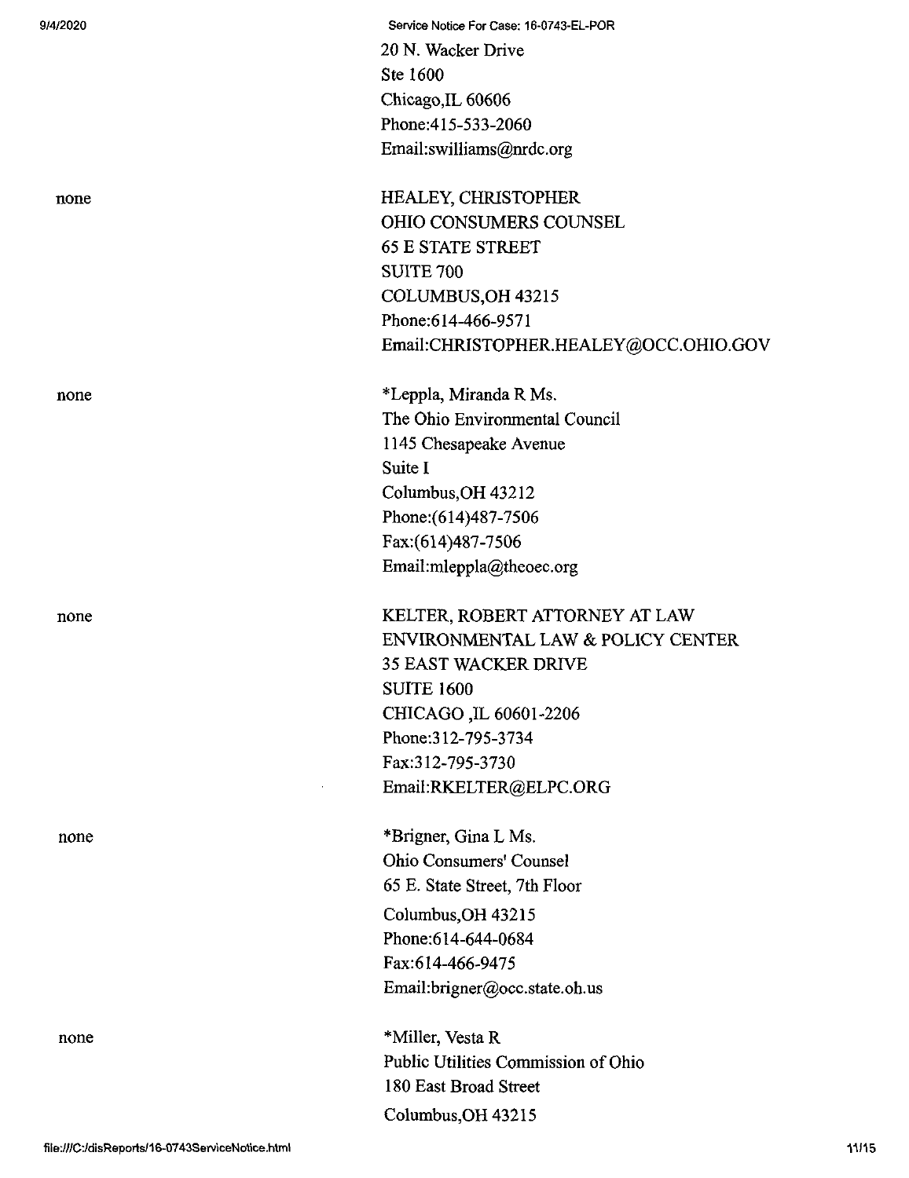20 N. Wacker Drive
Ste 1600
Chicago,IL 60606
Phone:415-533-2060
Email:swilliams@nrdc.org

| | |
|---|---|
| none | HEALEY, CHRISTOPHER<br>OHIO CONSUMERS COUNSEL<br>65 E STATE STREET<br>SUITE 700<br>COLUMBUS,OH 43215<br>Phone:614-466-9571<br>Email:CHRISTOPHER.HEALEY@OCC.OHIO.GOV |
| none | *Leppla, Miranda R Ms.<br>The Ohio Environmental Council<br>1145 Chesapeake Avenue<br>Suite I<br>Columbus,OH 43212<br>Phone:(614)487-7506<br>Fax:(614)487-7506<br>Email:mleppla@theoec.org |
| none | KELTER, ROBERT ATTORNEY AT LAW<br>ENVIRONMENTAL LAW & POLICY CENTER<br>35 EAST WACKER DRIVE<br>SUITE 1600<br>CHICAGO ,IL 60601-2206<br>Phone:312-795-3734<br>Fax:312-795-3730<br>Email:RKELTER@ELPC.ORG |
| none | *Brigner, Gina L Ms.<br>Ohio Consumers' Counsel<br>65 E. State Street, 7th Floor<br>Columbus,OH 43215<br>Phone:614-644-0684<br>Fax:614-466-9475<br>Email:brigner@occ.state.oh.us |
| none | *Miller, Vesta R<br>Public Utilities Commission of Ohio<br>180 East Broad Street<br>Columbus,OH 43215 |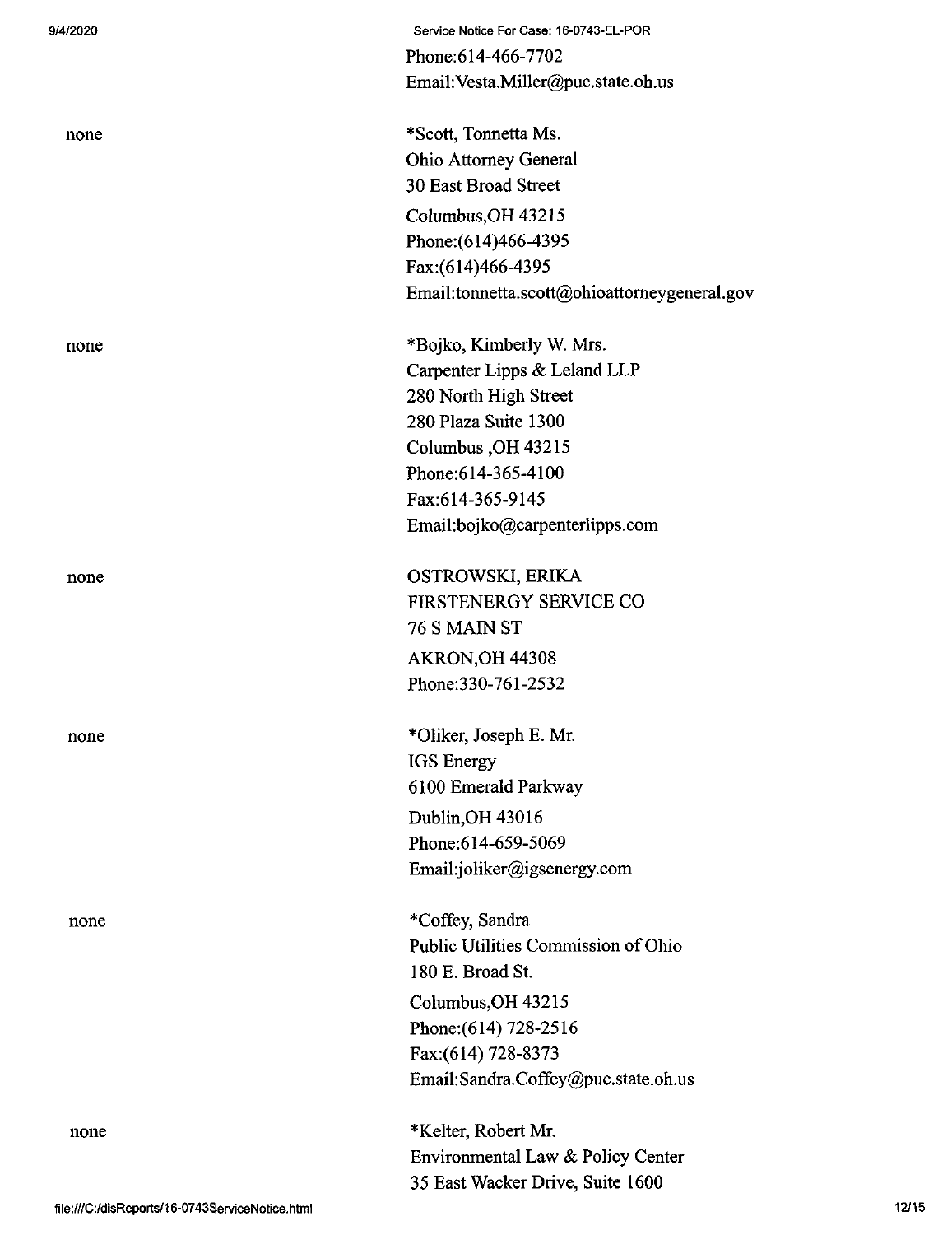Phone:614-466-7702
Email:Vesta.Miller@puc.state.oh.us

| | |
|---|---|
| none | *Scott, Tonnetta Ms.<br>Ohio Attorney General<br>30 East Broad Street<br>Columbus,OH 43215<br>Phone:(614)466-4395<br>Fax:(614)466-4395<br>Email:tonnetta.scott@ohioattorneygeneral.gov |
| none | *Bojko, Kimberly W. Mrs.<br>Carpenter Lipps & Leland LLP<br>280 North High Street<br>280 Plaza Suite 1300<br>Columbus ,OH 43215<br>Phone:614-365-4100<br>Fax:614-365-9145<br>Email:bojko@carpenterlipps.com |
| none | OSTROWSKI, ERIKA<br>FIRSTENERGY SERVICE CO<br>76 S MAIN ST<br>AKRON,OH 44308<br>Phone:330-761-2532 |
| none | *Oliker, Joseph E. Mr.<br>IGS Energy<br>6100 Emerald Parkway<br>Dublin,OH 43016<br>Phone:614-659-5069<br>Email:joliker@igsenergy.com |
| none | *Coffey, Sandra<br>Public Utilities Commission of Ohio<br>180 E. Broad St.<br>Columbus,OH 43215<br>Phone:(614) 728-2516<br>Fax:(614) 728-8373<br>Email:Sandra.Coffey@puc.state.oh.us |
| none | *Kelter, Robert Mr.<br>Environmental Law & Policy Center<br>35 East Wacker Drive, Suite 1600 |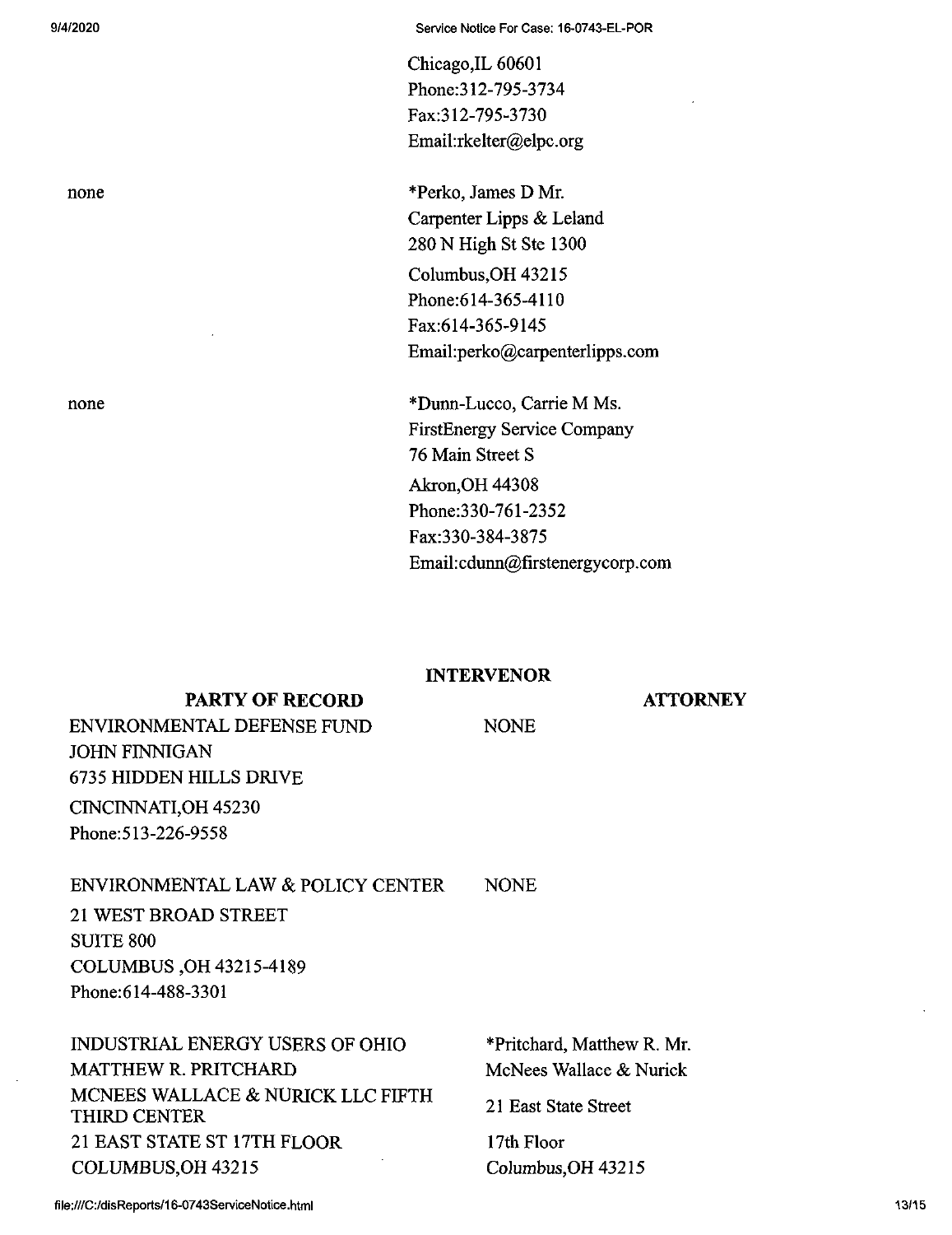| | |
|---|---|
| | Chicago,IL 60601<br>Phone:312-795-3734<br>Fax:312-795-3730<br>Email:rkelter@elpc.org |
| none | *Perko, James D Mr.<br>Carpenter Lipps & Leland<br>280 N High St Ste 1300<br>Columbus,OH 43215<br>Phone:614-365-4110<br>Fax:614-365-9145<br>Email:perko@carpenterlipps.com |
| none | *Dunn-Lucco, Carrie M Ms.<br>FirstEnergy Service Company<br>76 Main Street S<br>Akron,OH 44308<br>Phone:330-761-2352<br>Fax:330-384-3875<br>Email:cdunn@firstenergycorp.com |

**INTERVENOR**

| PARTY OF RECORD | ATTORNEY |
|---|---|
| ENVIRONMENTAL DEFENSE FUND<br>JOHN FINNIGAN<br>6735 HIDDEN HILLS DRIVE<br>CINCINNATI,OH 45230<br>Phone:513-226-9558 | NONE |
| ENVIRONMENTAL LAW & POLICY CENTER<br>21 WEST BROAD STREET<br>SUITE 800<br>COLUMBUS ,OH 43215-4189<br>Phone:614-488-3301 | NONE |
| INDUSTRIAL ENERGY USERS OF OHIO<br>MATTHEW R. PRITCHARD<br>MCNEES WALLACE & NURICK LLC FIFTH THIRD CENTER<br>21 EAST STATE ST 17TH FLOOR<br>COLUMBUS,OH 43215 | *Pritchard, Matthew R. Mr.<br>McNees Wallace & Nurick<br>21 East State Street<br>17th Floor<br>Columbus,OH 43215 |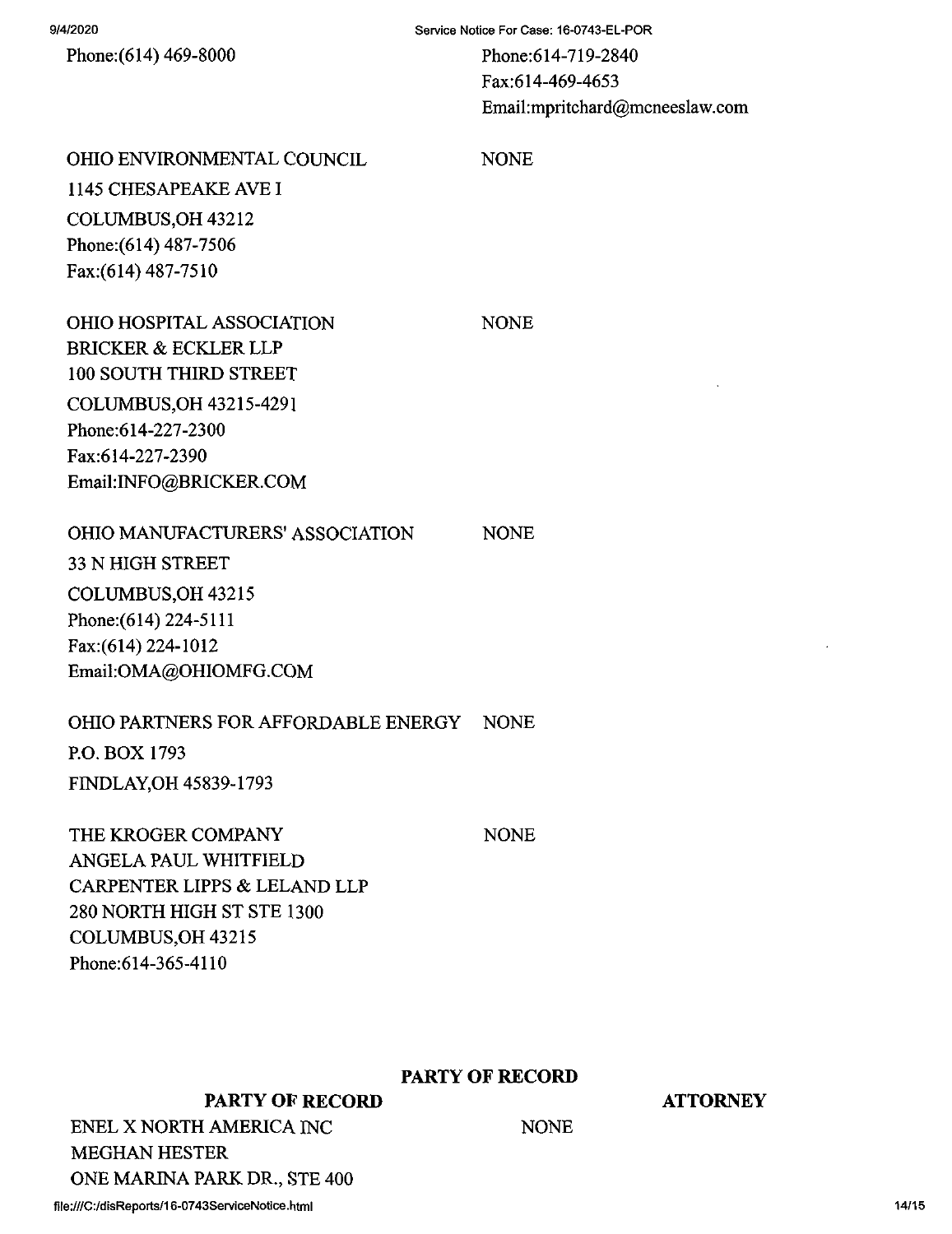Phone:(614) 469-8000

Phone:614-719-2840
Fax:614-469-4653
Email:mpritchard@mcneeslaw.com

| | |
|---|---|
| OHIO ENVIRONMENTAL COUNCIL<br>1145 CHESAPEAKE AVE I<br>COLUMBUS,OH 43212<br>Phone:(614) 487-7506<br>Fax:(614) 487-7510 | NONE |
| OHIO HOSPITAL ASSOCIATION<br>BRICKER & ECKLER LLP<br>100 SOUTH THIRD STREET<br>COLUMBUS,OH 43215-4291<br>Phone:614-227-2300<br>Fax:614-227-2390<br>Email:INFO@BRICKER.COM | NONE |
| OHIO MANUFACTURERS' ASSOCIATION<br>33 N HIGH STREET<br>COLUMBUS,OH 43215<br>Phone:(614) 224-5111<br>Fax:(614) 224-1012<br>Email:OMA@OHIOMFG.COM | NONE |
| OHIO PARTNERS FOR AFFORDABLE ENERGY<br>P.O. BOX 1793<br>FINDLAY,OH 45839-1793 | NONE |
| THE KROGER COMPANY<br>ANGELA PAUL WHITFIELD<br>CARPENTER LIPPS & LELAND LLP<br>280 NORTH HIGH ST STE 1300<br>COLUMBUS,OH 43215<br>Phone:614-365-4110 | NONE |

## PARTY OF RECORD

| PARTY OF RECORD | ATTORNEY |
|---|---|
| ENEL X NORTH AMERICA INC<br>MEGHAN HESTER<br>ONE MARINA PARK DR., STE 400 | NONE |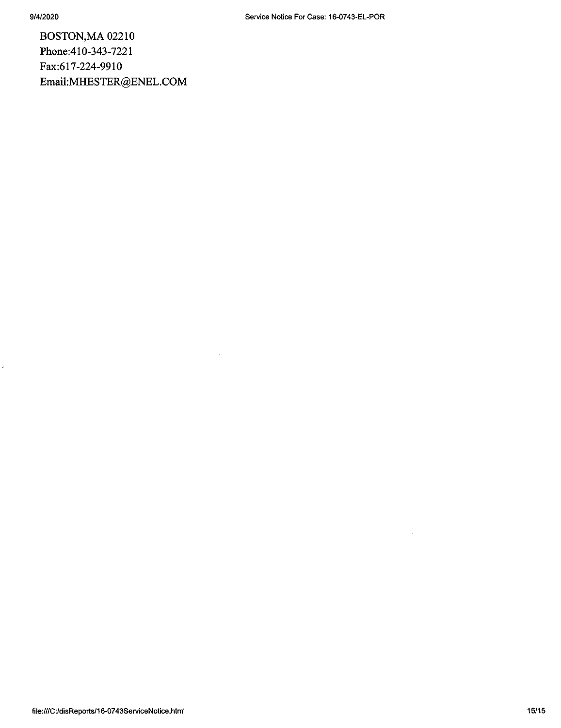BOSTON,MA 02210
Phone:410-343-7221
Fax:617-224-9910
Email:MHESTER@ENEL.COM